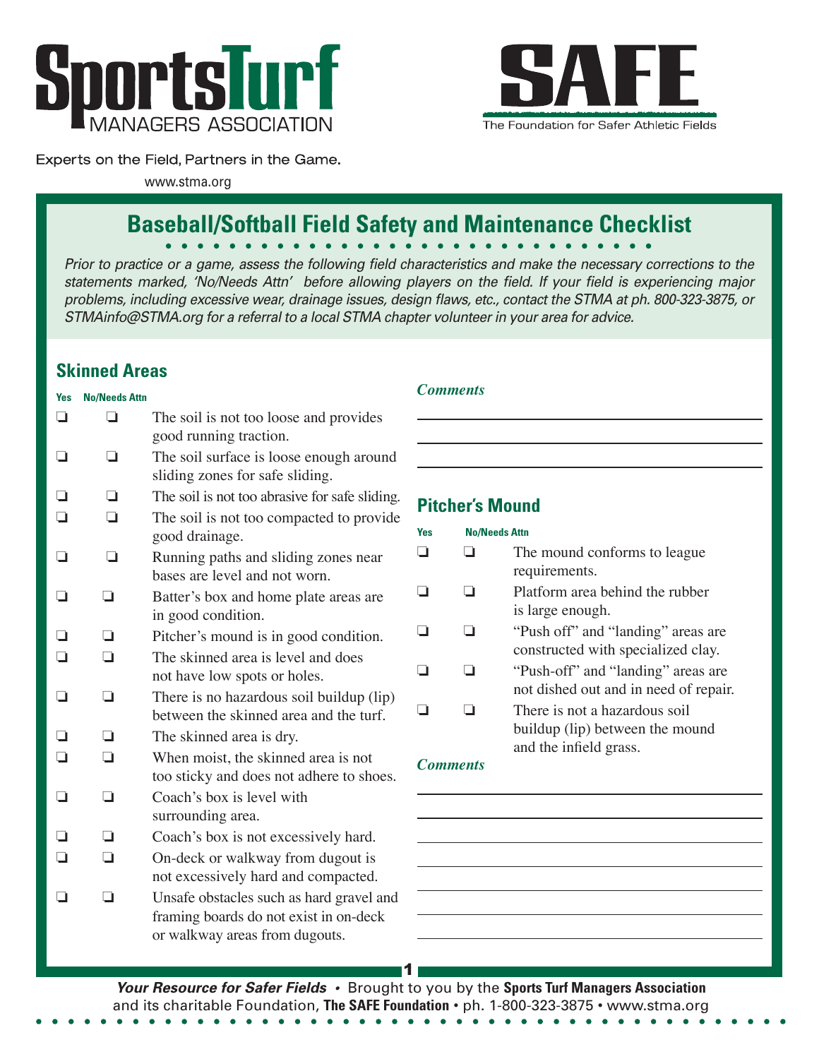SportsTurf MANAGERS ASSOCIATION

SAFE — The Foundation for Safer Athletic Fields

Experts on the Field, Partners in the Game.

www.stma.org

# Baseball/Softball Field Safety and Maintenance Checklist

*Prior to practice or a game, assess the following field characteristics and make the necessary corrections to the statements marked, 'No/Needs Attn' before allowing players on the field. If your field is experiencing major problems, including excessive wear, drainage issues, design flaws, etc., contact the STMA at ph. 800-323-3875, or STMAinfo@STMA.org for a referral to a local STMA chapter volunteer in your area for advice.*

## Skinned Areas

| Yes | No/Needs Attn | |
|---|---|---|
| ❑ | ❑ | The soil is not too loose and provides good running traction. |
| ❑ | ❑ | The soil surface is loose enough around sliding zones for safe sliding. |
| ❑ | ❑ | The soil is not too abrasive for safe sliding. |
| ❑ | ❑ | The soil is not too compacted to provide good drainage. |
| ❑ | ❑ | Running paths and sliding zones near bases are level and not worn. |
| ❑ | ❑ | Batter's box and home plate areas are in good condition. |
| ❑ | ❑ | Pitcher's mound is in good condition. |
| ❑ | ❑ | The skinned area is level and does not have low spots or holes. |
| ❑ | ❑ | There is no hazardous soil buildup (lip) between the skinned area and the turf. |
| ❑ | ❑ | The skinned area is dry. |
| ❑ | ❑ | When moist, the skinned area is not too sticky and does not adhere to shoes. |
| ❑ | ❑ | Coach's box is level with surrounding area. |
| ❑ | ❑ | Coach's box is not excessively hard. |
| ❑ | ❑ | On-deck or walkway from dugout is not excessively hard and compacted. |
| ❑ | ❑ | Unsafe obstacles such as hard gravel and framing boards do not exist in on-deck or walkway areas from dugouts. |

***Comments***

\_\_\_\_\_\_\_\_\_\_\_\_\_\_\_\_\_\_\_\_\_\_\_\_\_\_\_\_\_\_\_\_\_\_\_\_\_\_

\_\_\_\_\_\_\_\_\_\_\_\_\_\_\_\_\_\_\_\_\_\_\_\_\_\_\_\_\_\_\_\_\_\_\_\_\_\_

\_\_\_\_\_\_\_\_\_\_\_\_\_\_\_\_\_\_\_\_\_\_\_\_\_\_\_\_\_\_\_\_\_\_\_\_\_\_

## Pitcher's Mound

| Yes | No/Needs Attn | |
|---|---|---|
| ❑ | ❑ | The mound conforms to league requirements. |
| ❑ | ❑ | Platform area behind the rubber is large enough. |
| ❑ | ❑ | "Push off" and "landing" areas are constructed with specialized clay. |
| ❑ | ❑ | "Push-off" and "landing" areas are not dished out and in need of repair. |
| ❑ | ❑ | There is not a hazardous soil buildup (lip) between the mound and the infield grass. |

***Comments***

\_\_\_\_\_\_\_\_\_\_\_\_\_\_\_\_\_\_\_\_\_\_\_\_\_\_\_\_\_\_\_\_\_\_\_\_\_\_

\_\_\_\_\_\_\_\_\_\_\_\_\_\_\_\_\_\_\_\_\_\_\_\_\_\_\_\_\_\_\_\_\_\_\_\_\_\_

\_\_\_\_\_\_\_\_\_\_\_\_\_\_\_\_\_\_\_\_\_\_\_\_\_\_\_\_\_\_\_\_\_\_\_\_\_\_

\_\_\_\_\_\_\_\_\_\_\_\_\_\_\_\_\_\_\_\_\_\_\_\_\_\_\_\_\_\_\_\_\_\_\_\_\_\_

\_\_\_\_\_\_\_\_\_\_\_\_\_\_\_\_\_\_\_\_\_\_\_\_\_\_\_\_\_\_\_\_\_\_\_\_\_\_

\_\_\_\_\_\_\_\_\_\_\_\_\_\_\_\_\_\_\_\_\_\_\_\_\_\_\_\_\_\_\_\_\_\_\_\_\_\_

\_\_\_\_\_\_\_\_\_\_\_\_\_\_\_\_\_\_\_\_\_\_\_\_\_\_\_\_\_\_\_\_\_\_\_\_\_\_

***Your Resource for Safer Fields*** • Brought to you by the **Sports Turf Managers Association** and its charitable Foundation, **The SAFE Foundation** • ph. 1-800-323-3875 • www.stma.org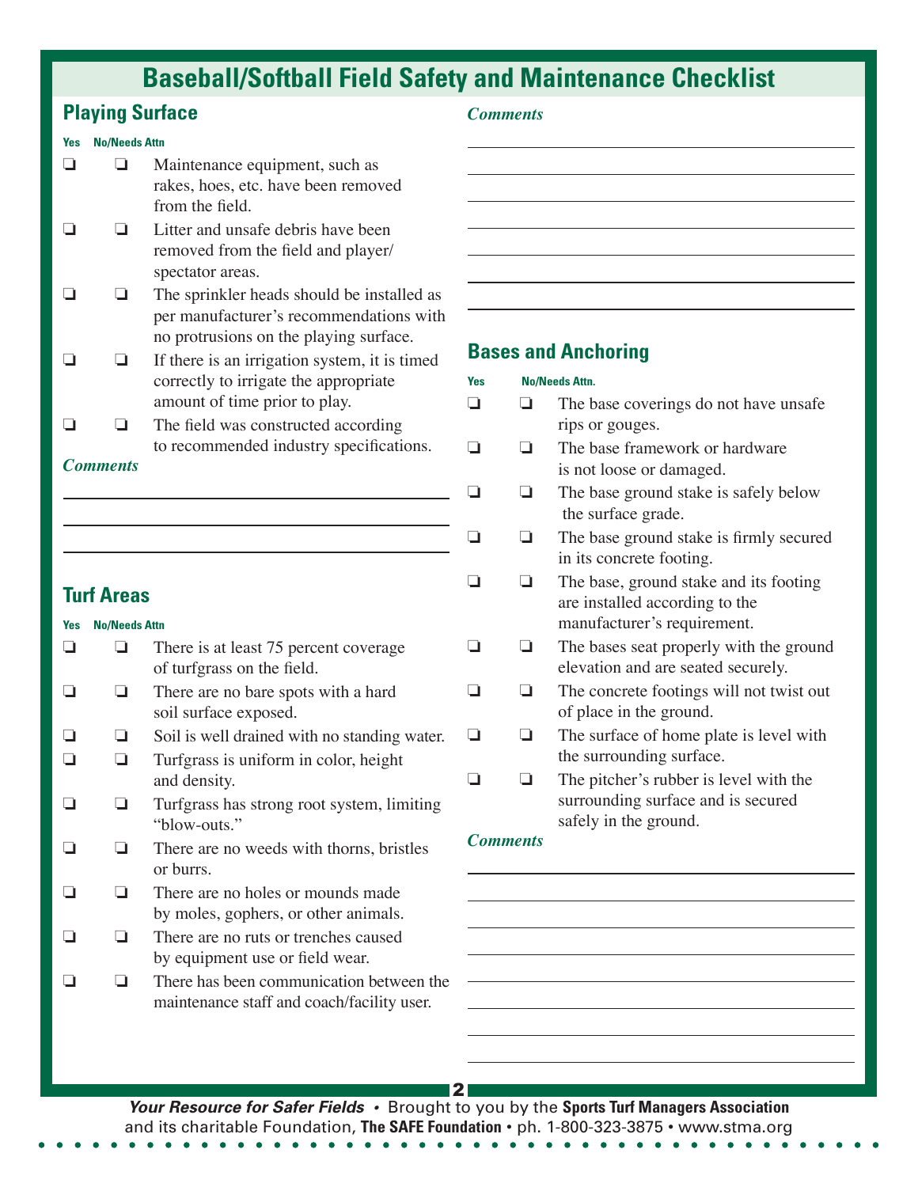# Baseball/Softball Field Safety and Maintenance Checklist

## Playing Surface

| Yes | No/Needs Attn | |
|---|---|---|
| ❏ | ❏ | Maintenance equipment, such as rakes, hoes, etc. have been removed from the field. |
| ❏ | ❏ | Litter and unsafe debris have been removed from the field and player/spectator areas. |
| ❏ | ❏ | The sprinkler heads should be installed as per manufacturer's recommendations with no protrusions on the playing surface. |
| ❏ | ❏ | If there is an irrigation system, it is timed correctly to irrigate the appropriate amount of time prior to play. |
| ❏ | ❏ | The field was constructed according to recommended industry specifications. |

*Comments*

______________________________

______________________________

______________________________

## Turf Areas

| Yes | No/Needs Attn | |
|---|---|---|
| ❏ | ❏ | There is at least 75 percent coverage of turfgrass on the field. |
| ❏ | ❏ | There are no bare spots with a hard soil surface exposed. |
| ❏ | ❏ | Soil is well drained with no standing water. |
| ❏ | ❏ | Turfgrass is uniform in color, height and density. |
| ❏ | ❏ | Turfgrass has strong root system, limiting "blow-outs." |
| ❏ | ❏ | There are no weeds with thorns, bristles or burrs. |
| ❏ | ❏ | There are no holes or mounds made by moles, gophers, or other animals. |
| ❏ | ❏ | There are no ruts or trenches caused by equipment use or field wear. |
| ❏ | ❏ | There has been communication between the maintenance staff and coach/facility user. |

*Comments*

______________________________

______________________________

______________________________

______________________________

______________________________

______________________________

______________________________

## Bases and Anchoring

| Yes | No/Needs Attn. | |
|---|---|---|
| ❏ | ❏ | The base coverings do not have unsafe rips or gouges. |
| ❏ | ❏ | The base framework or hardware is not loose or damaged. |
| ❏ | ❏ | The base ground stake is safely below the surface grade. |
| ❏ | ❏ | The base ground stake is firmly secured in its concrete footing. |
| ❏ | ❏ | The base, ground stake and its footing are installed according to the manufacturer's requirement. |
| ❏ | ❏ | The bases seat properly with the ground elevation and are seated securely. |
| ❏ | ❏ | The concrete footings will not twist out of place in the ground. |
| ❏ | ❏ | The surface of home plate is level with the surrounding surface. |
| ❏ | ❏ | The pitcher's rubber is level with the surrounding surface and is secured safely in the ground. |

*Comments*

______________________________

______________________________

______________________________

______________________________

______________________________

______________________________

______________________________

______________________________

***Your Resource for Safer Fields*** • Brought to you by the **Sports Turf Managers Association** and its charitable Foundation, **The SAFE Foundation** • ph. 1-800-323-3875 • www.stma.org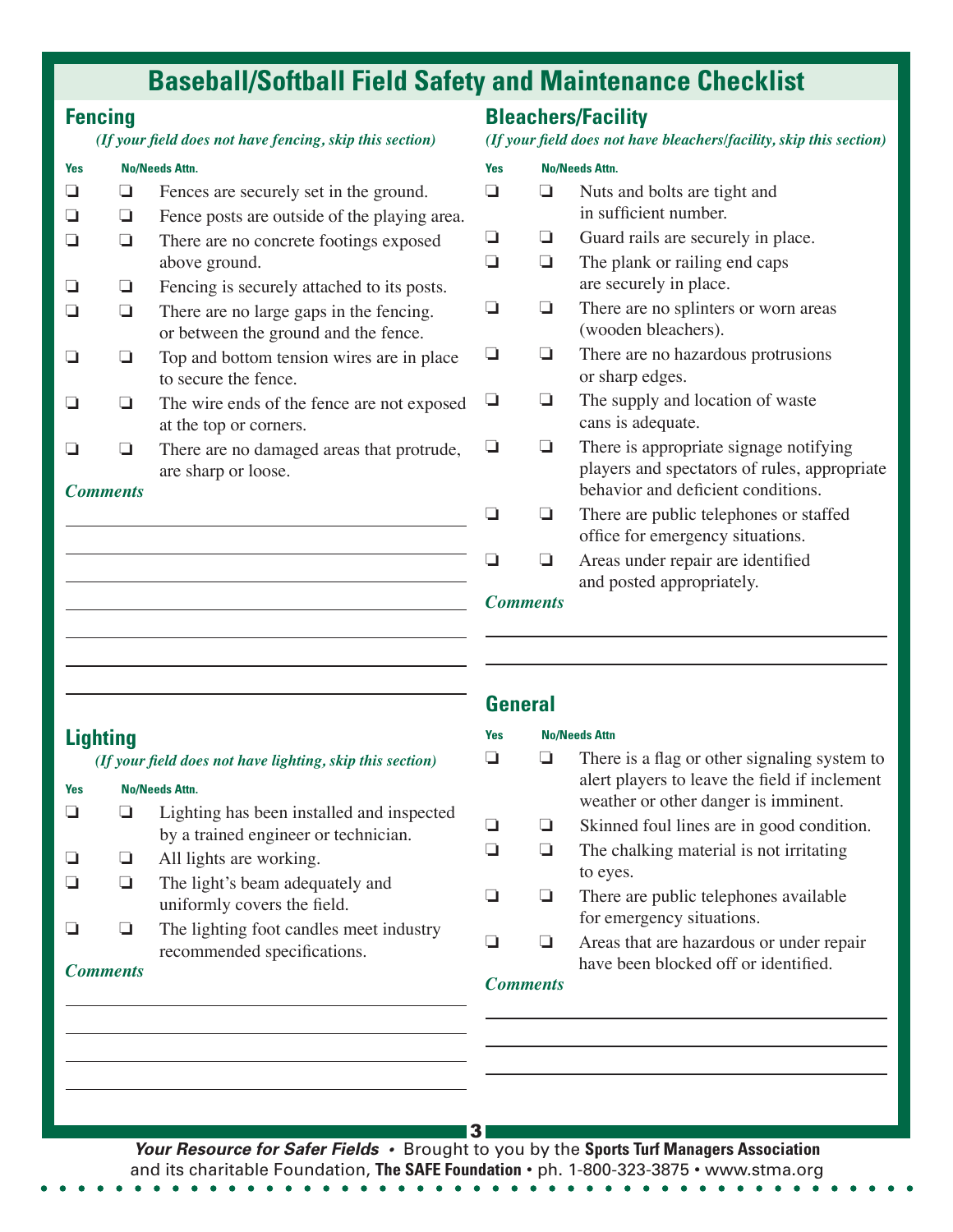# Baseball/Softball Field Safety and Maintenance Checklist

## Fencing

*(If your field does not have fencing, skip this section)*

| Yes | No/Needs Attn. | |
|---|---|---|
| ❏ | ❏ | Fences are securely set in the ground. |
| ❏ | ❏ | Fence posts are outside of the playing area. |
| ❏ | ❏ | There are no concrete footings exposed above ground. |
| ❏ | ❏ | Fencing is securely attached to its posts. |
| ❏ | ❏ | There are no large gaps in the fencing. or between the ground and the fence. |
| ❏ | ❏ | Top and bottom tension wires are in place to secure the fence. |
| ❏ | ❏ | The wire ends of the fence are not exposed at the top or corners. |
| ❏ | ❏ | There are no damaged areas that protrude, are sharp or loose. |

***Comments***

## Lighting

*(If your field does not have lighting, skip this section)*

| Yes | No/Needs Attn. | |
|---|---|---|
| ❏ | ❏ | Lighting has been installed and inspected by a trained engineer or technician. |
| ❏ | ❏ | All lights are working. |
| ❏ | ❏ | The light's beam adequately and uniformly covers the field. |
| ❏ | ❏ | The lighting foot candles meet industry recommended specifications. |

***Comments***

## Bleachers/Facility

*(If your field does not have bleachers/facility, skip this section)*

| Yes | No/Needs Attn. | |
|---|---|---|
| ❏ | ❏ | Nuts and bolts are tight and in sufficient number. |
| ❏ | ❏ | Guard rails are securely in place. |
| ❏ | ❏ | The plank or railing end caps are securely in place. |
| ❏ | ❏ | There are no splinters or worn areas (wooden bleachers). |
| ❏ | ❏ | There are no hazardous protrusions or sharp edges. |
| ❏ | ❏ | The supply and location of waste cans is adequate. |
| ❏ | ❏ | There is appropriate signage notifying players and spectators of rules, appropriate behavior and deficient conditions. |
| ❏ | ❏ | There are public telephones or staffed office for emergency situations. |
| ❏ | ❏ | Areas under repair are identified and posted appropriately. |

***Comments***

## General

| Yes | No/Needs Attn | |
|---|---|---|
| ❏ | ❏ | There is a flag or other signaling system to alert players to leave the field if inclement weather or other danger is imminent. |
| ❏ | ❏ | Skinned foul lines are in good condition. |
| ❏ | ❏ | The chalking material is not irritating to eyes. |
| ❏ | ❏ | There are public telephones available for emergency situations. |
| ❏ | ❏ | Areas that are hazardous or under repair have been blocked off or identified. |

***Comments***

***Your Resource for Safer Fields*** • Brought to you by the **Sports Turf Managers Association** and its charitable Foundation, **The SAFE Foundation** • ph. 1-800-323-3875 • www.stma.org